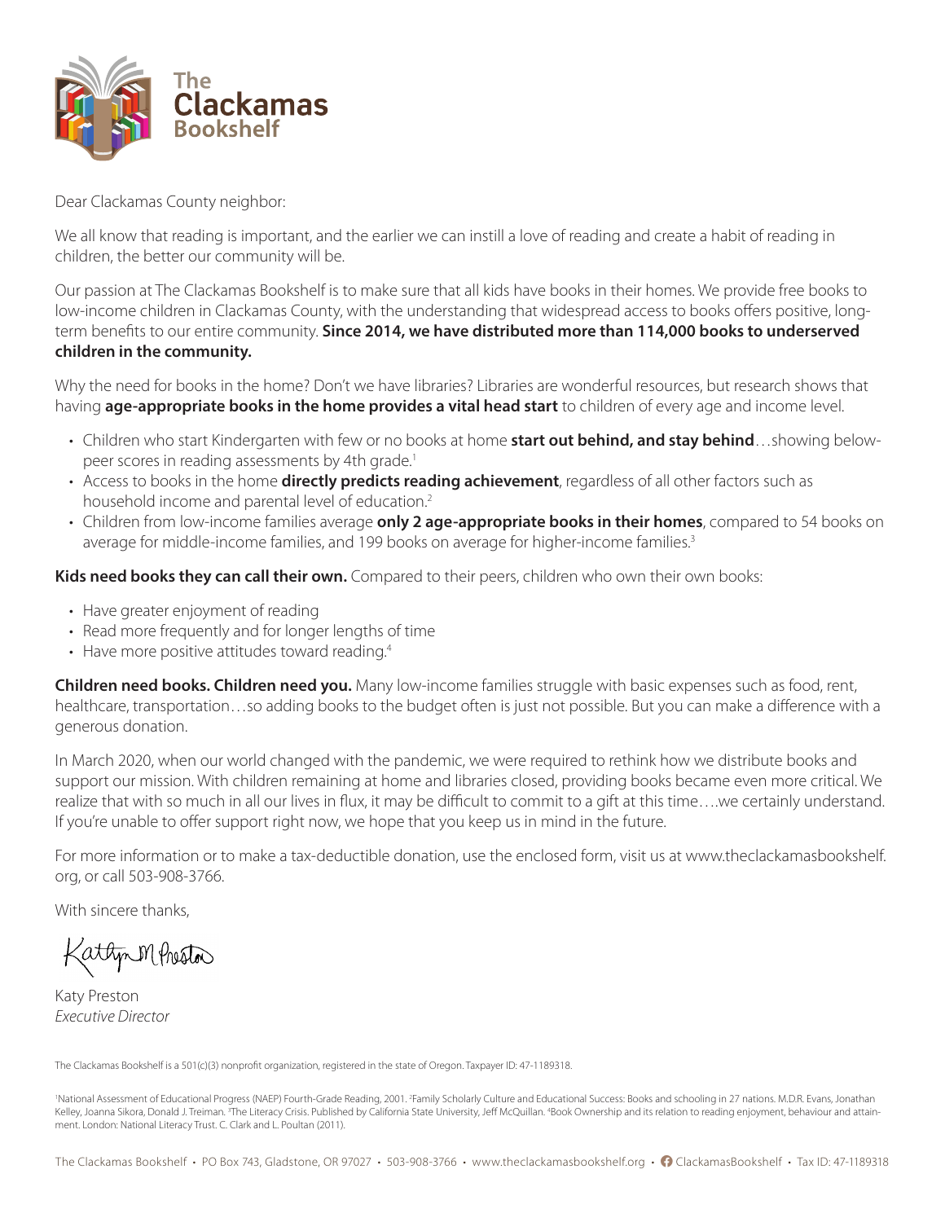# The Clackamas Bookshelf

Dear Clackamas County neighbor:

We all know that reading is important, and the earlier we can instill a love of reading and create a habit of reading in children, the better our community will be.

Our passion at The Clackamas Bookshelf is to make sure that all kids have books in their homes. We provide free books to low-income children in Clackamas County, with the understanding that widespread access to books offers positive, long-term benefits to our entire community. **Since 2014, we have distributed more than 114,000 books to underserved children in the community.**

Why the need for books in the home? Don't we have libraries? Libraries are wonderful resources, but research shows that having **age-appropriate books in the home provides a vital head start** to children of every age and income level.

- Children who start Kindergarten with few or no books at home **start out behind, and stay behind**…showing below-peer scores in reading assessments by 4th grade.[1]
- Access to books in the home **directly predicts reading achievement**, regardless of all other factors such as household income and parental level of education.[2]
- Children from low-income families average **only 2 age-appropriate books in their homes**, compared to 54 books on average for middle-income families, and 199 books on average for higher-income families.[3]

**Kids need books they can call their own.** Compared to their peers, children who own their own books:

- Have greater enjoyment of reading
- Read more frequently and for longer lengths of time
- Have more positive attitudes toward reading.[4]

**Children need books. Children need you.** Many low-income families struggle with basic expenses such as food, rent, healthcare, transportation…so adding books to the budget often is just not possible. But you can make a difference with a generous donation.

In March 2020, when our world changed with the pandemic, we were required to rethink how we distribute books and support our mission. With children remaining at home and libraries closed, providing books became even more critical. We realize that with so much in all our lives in flux, it may be difficult to commit to a gift at this time….we certainly understand. If you're unable to offer support right now, we hope that you keep us in mind in the future.

For more information or to make a tax-deductible donation, use the enclosed form, visit us at www.theclackamasbookshelf.org, or call 503-908-3766.

With sincere thanks,

Kathyn M Preston

Katy Preston
*Executive Director*

The Clackamas Bookshelf is a 501(c)(3) nonprofit organization, registered in the state of Oregon. Taxpayer ID: 47-1189318.

[1]National Assessment of Educational Progress (NAEP) Fourth-Grade Reading, 2001. [2]Family Scholarly Culture and Educational Success: Books and schooling in 27 nations. M.D.R. Evans, Jonathan Kelley, Joanna Sikora, Donald J. Treiman. [3]The Literacy Crisis. Published by California State University, Jeff McQuillan. [4]Book Ownership and its relation to reading enjoyment, behaviour and attainment. London: National Literacy Trust. C. Clark and L. Poultan (2011).

The Clackamas Bookshelf • PO Box 743, Gladstone, OR 97027 • 503-908-3766 • www.theclackamasbookshelf.org • ClackamasBookshelf • Tax ID: 47-1189318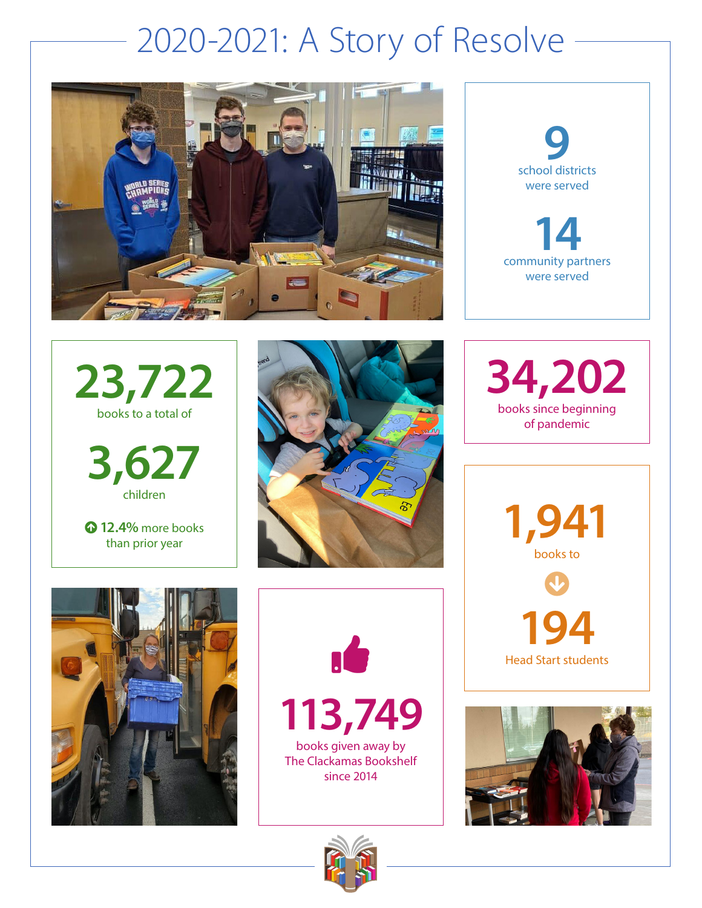# 2020-2021: A Story of Resolve

**9**
school districts were served

**14**
community partners were served

**23,722**
books to a total of

**3,627**
children

**12.4%** more books than prior year

**34,202**
books since beginning of pandemic

**1,941**
books to

**194**
Head Start students

**113,749**
books given away by The Clackamas Bookshelf since 2014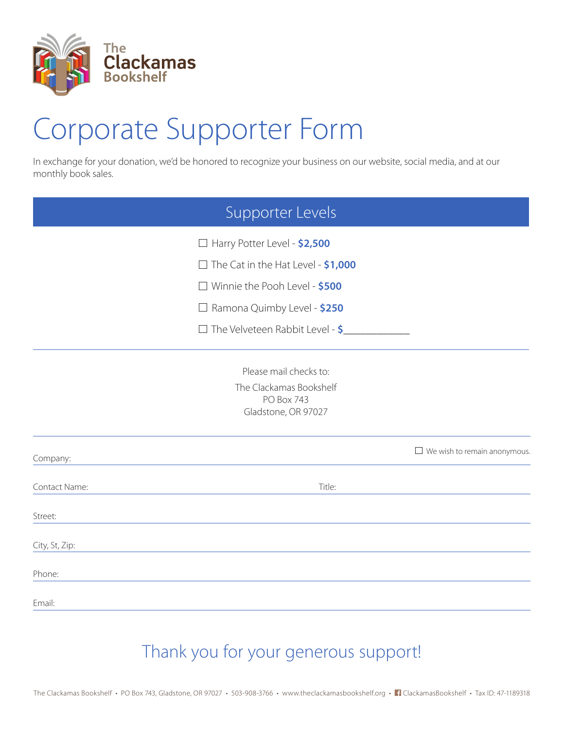The Clackamas Bookshelf

# Corporate Supporter Form

In exchange for your donation, we'd be honored to recognize your business on our website, social media, and at our monthly book sales.

## Supporter Levels

- ☐ Harry Potter Level - **$2,500**
- ☐ The Cat in the Hat Level - **$1,000**
- ☐ Winnie the Pooh Level - **$500**
- ☐ Ramona Quimby Level - **$250**
- ☐ The Velveteen Rabbit Level - **$**____________

Please mail checks to:

The Clackamas Bookshelf
PO Box 743
Gladstone, OR 97027

☐ We wish to remain anonymous.

Company: ______________________________

Contact Name: ______________________________ Title: ______________________________

Street: ______________________________

City, St, Zip: ______________________________

Phone: ______________________________

Email: ______________________________

## Thank you for your generous support!

The Clackamas Bookshelf • PO Box 743, Gladstone, OR 97027 • 503-908-3766 • www.theclackamasbookshelf.org • ClackamasBookshelf • Tax ID: 47-1189318